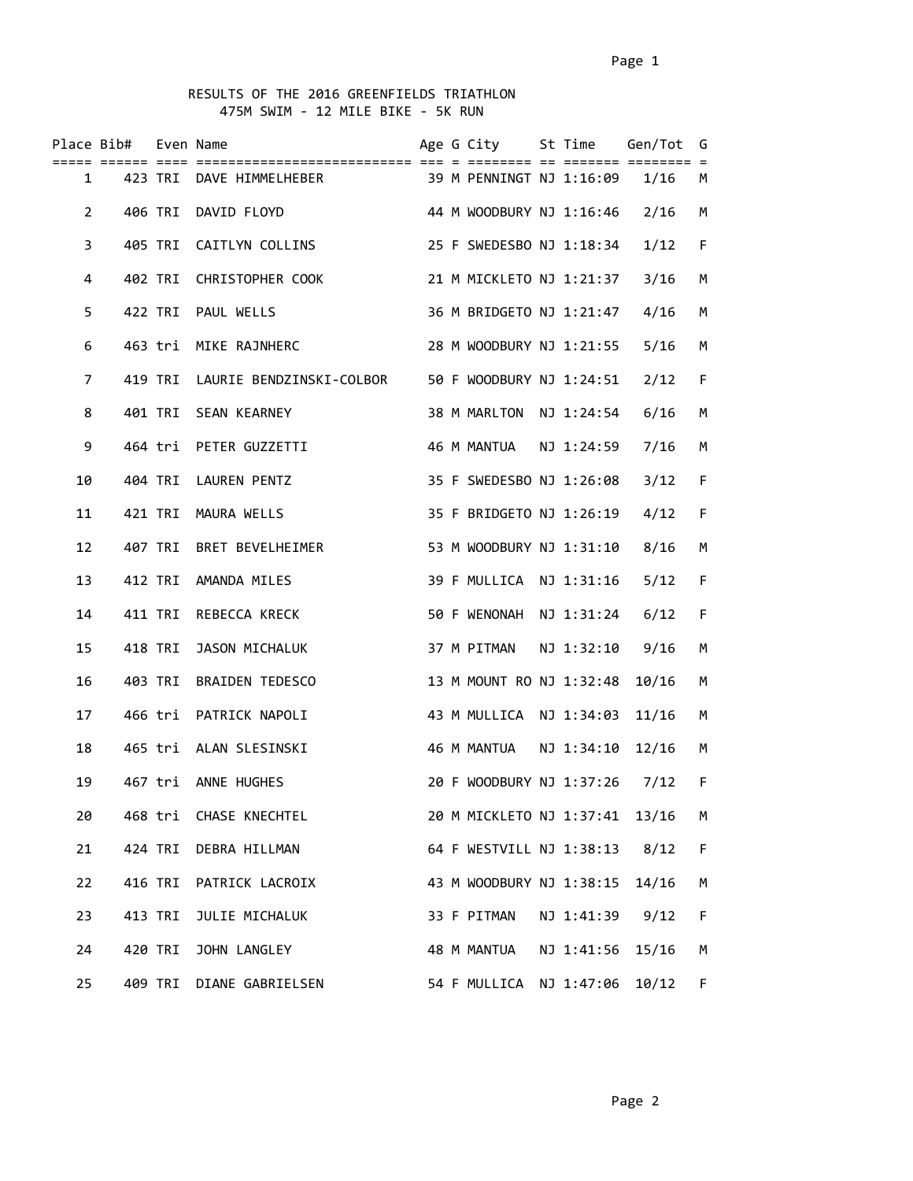RESULTS OF THE 2016 GREENFIELDS TRIATHLON

475M SWIM - 12 MILE BIKE - 5K RUN

| Place | Bib# | Even | Name | Age | G | City | St | Time | Gen/Tot | G |
|---|---|---|---|---|---|---|---|---|---|---|
| 1 | 423 | TRI | DAVE HIMMELHEBER | 39 | M | PENNINGT | NJ | 1:16:09 | 1/16 | M |
| 2 | 406 | TRI | DAVID FLOYD | 44 | M | WOODBURY | NJ | 1:16:46 | 2/16 | M |
| 3 | 405 | TRI | CAITLYN COLLINS | 25 | F | SWEDESBO | NJ | 1:18:34 | 1/12 | F |
| 4 | 402 | TRI | CHRISTOPHER COOK | 21 | M | MICKLETO | NJ | 1:21:37 | 3/16 | M |
| 5 | 422 | TRI | PAUL WELLS | 36 | M | BRIDGETO | NJ | 1:21:47 | 4/16 | M |
| 6 | 463 | tri | MIKE RAJNHERC | 28 | M | WOODBURY | NJ | 1:21:55 | 5/16 | M |
| 7 | 419 | TRI | LAURIE BENDZINSKI-COLBOR | 50 | F | WOODBURY | NJ | 1:24:51 | 2/12 | F |
| 8 | 401 | TRI | SEAN KEARNEY | 38 | M | MARLTON | NJ | 1:24:54 | 6/16 | M |
| 9 | 464 | tri | PETER GUZZETTI | 46 | M | MANTUA | NJ | 1:24:59 | 7/16 | M |
| 10 | 404 | TRI | LAUREN PENTZ | 35 | F | SWEDESBO | NJ | 1:26:08 | 3/12 | F |
| 11 | 421 | TRI | MAURA WELLS | 35 | F | BRIDGETO | NJ | 1:26:19 | 4/12 | F |
| 12 | 407 | TRI | BRET BEVELHEIMER | 53 | M | WOODBURY | NJ | 1:31:10 | 8/16 | M |
| 13 | 412 | TRI | AMANDA MILES | 39 | F | MULLICA | NJ | 1:31:16 | 5/12 | F |
| 14 | 411 | TRI | REBECCA KRECK | 50 | F | WENONAH | NJ | 1:31:24 | 6/12 | F |
| 15 | 418 | TRI | JASON MICHALUK | 37 | M | PITMAN | NJ | 1:32:10 | 9/16 | M |
| 16 | 403 | TRI | BRAIDEN TEDESCO | 13 | M | MOUNT RO | NJ | 1:32:48 | 10/16 | M |
| 17 | 466 | tri | PATRICK NAPOLI | 43 | M | MULLICA | NJ | 1:34:03 | 11/16 | M |
| 18 | 465 | tri | ALAN SLESINSKI | 46 | M | MANTUA | NJ | 1:34:10 | 12/16 | M |
| 19 | 467 | tri | ANNE HUGHES | 20 | F | WOODBURY | NJ | 1:37:26 | 7/12 | F |
| 20 | 468 | tri | CHASE KNECHTEL | 20 | M | MICKLETO | NJ | 1:37:41 | 13/16 | M |
| 21 | 424 | TRI | DEBRA HILLMAN | 64 | F | WESTVILL | NJ | 1:38:13 | 8/12 | F |
| 22 | 416 | TRI | PATRICK LACROIX | 43 | M | WOODBURY | NJ | 1:38:15 | 14/16 | M |
| 23 | 413 | TRI | JULIE MICHALUK | 33 | F | PITMAN | NJ | 1:41:39 | 9/12 | F |
| 24 | 420 | TRI | JOHN LANGLEY | 48 | M | MANTUA | NJ | 1:41:56 | 15/16 | M |
| 25 | 409 | TRI | DIANE GABRIELSEN | 54 | F | MULLICA | NJ | 1:47:06 | 10/12 | F |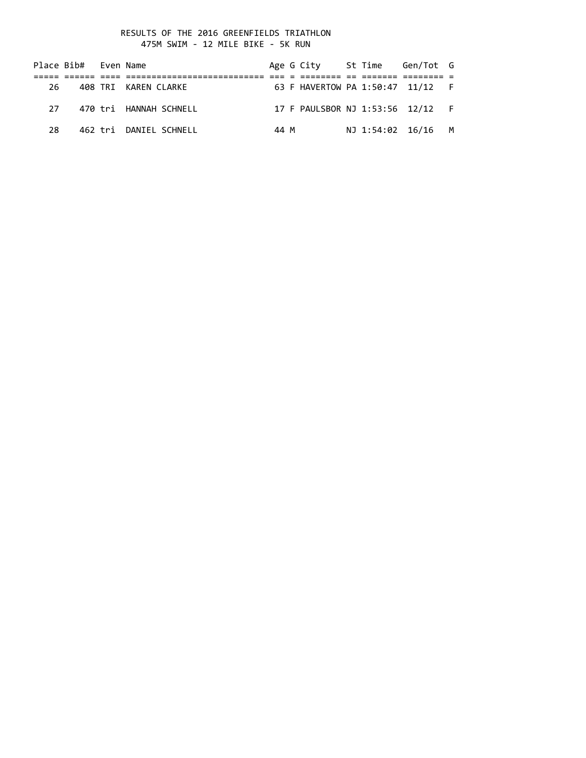RESULTS OF THE 2016 GREENFIELDS TRIATHLON
475M SWIM - 12 MILE BIKE - 5K RUN

| Place | Bib# | Even | Name | Age | G | City | St | Time | Gen/Tot | G |
|---|---|---|---|---|---|---|---|---|---|---|
| 26 | 408 | TRI | KAREN CLARKE | 63 | F | HAVERTOW | PA | 1:50:47 | 11/12 | F |
| 27 | 470 | tri | HANNAH SCHNELL | 17 | F | PAULSBOR | NJ | 1:53:56 | 12/12 | F |
| 28 | 462 | tri | DANIEL SCHNELL | 44 | M | | NJ | 1:54:02 | 16/16 | M |